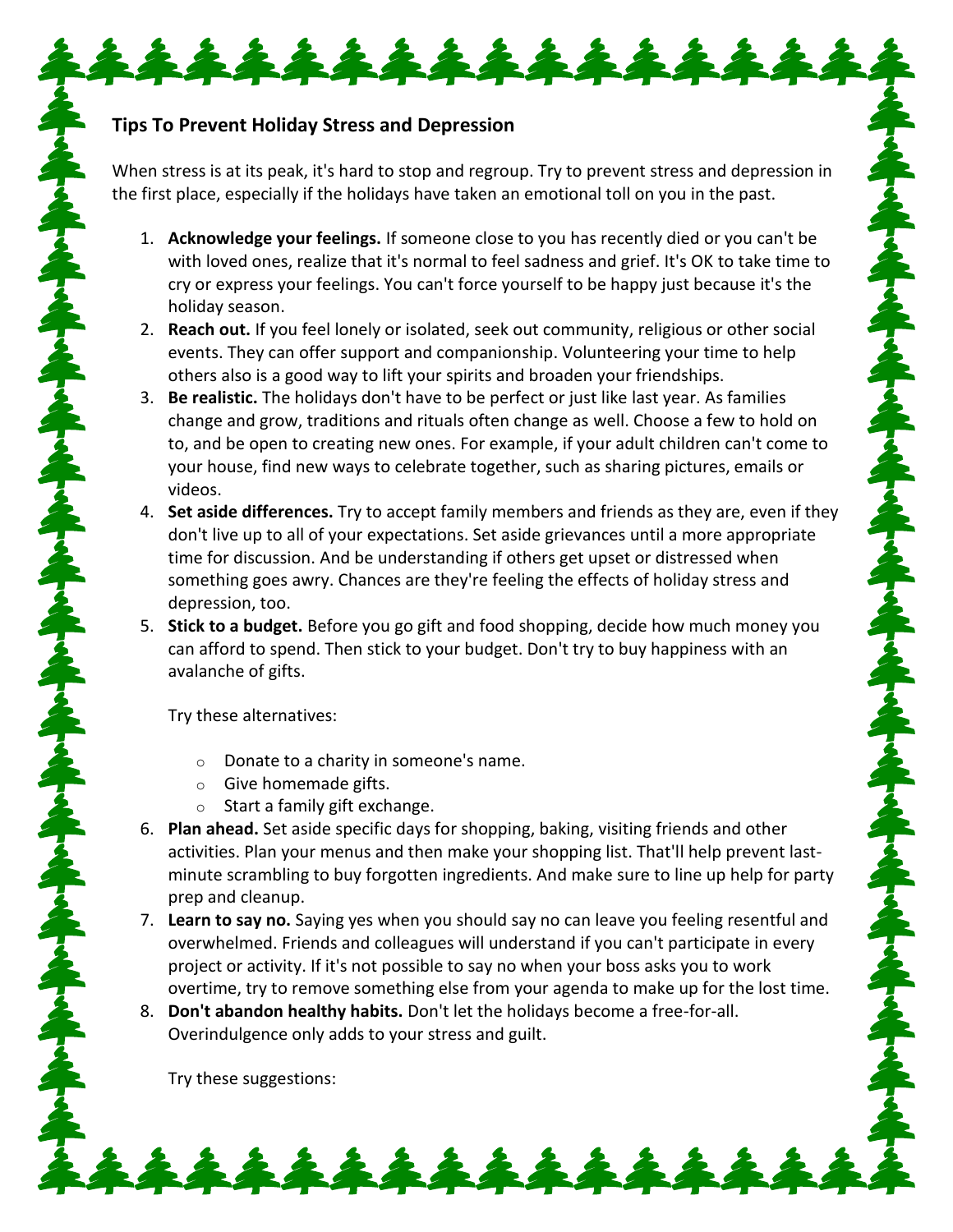### Tips To Prevent Holiday Stress and Depression

When stress is at its peak, it's hard to stop and regroup. Try to prevent stress and depression in the first place, especially if the holidays have taken an emotional toll on you in the past.

1. **Acknowledge your feelings.** If someone close to you has recently died or you can't be with loved ones, realize that it's normal to feel sadness and grief. It's OK to take time to cry or express your feelings. You can't force yourself to be happy just because it's the holiday season.
2. **Reach out.** If you feel lonely or isolated, seek out community, religious or other social events. They can offer support and companionship. Volunteering your time to help others also is a good way to lift your spirits and broaden your friendships.
3. **Be realistic.** The holidays don't have to be perfect or just like last year. As families change and grow, traditions and rituals often change as well. Choose a few to hold on to, and be open to creating new ones. For example, if your adult children can't come to your house, find new ways to celebrate together, such as sharing pictures, emails or videos.
4. **Set aside differences.** Try to accept family members and friends as they are, even if they don't live up to all of your expectations. Set aside grievances until a more appropriate time for discussion. And be understanding if others get upset or distressed when something goes awry. Chances are they're feeling the effects of holiday stress and depression, too.
5. **Stick to a budget.** Before you go gift and food shopping, decide how much money you can afford to spend. Then stick to your budget. Don't try to buy happiness with an avalanche of gifts.

   Try these alternatives:

   - Donate to a charity in someone's name.
   - Give homemade gifts.
   - Start a family gift exchange.
6. **Plan ahead.** Set aside specific days for shopping, baking, visiting friends and other activities. Plan your menus and then make your shopping list. That'll help prevent last-minute scrambling to buy forgotten ingredients. And make sure to line up help for party prep and cleanup.
7. **Learn to say no.** Saying yes when you should say no can leave you feeling resentful and overwhelmed. Friends and colleagues will understand if you can't participate in every project or activity. If it's not possible to say no when your boss asks you to work overtime, try to remove something else from your agenda to make up for the lost time.
8. **Don't abandon healthy habits.** Don't let the holidays become a free-for-all. Overindulgence only adds to your stress and guilt.

   Try these suggestions: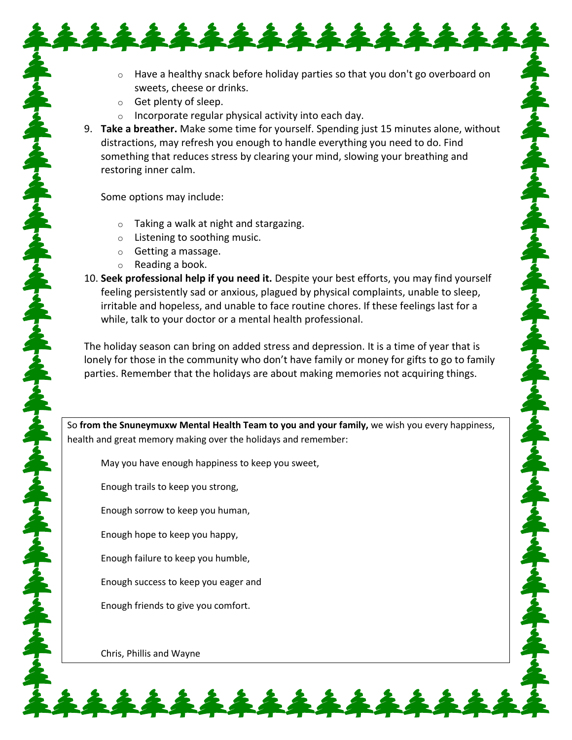- Have a healthy snack before holiday parties so that you don't go overboard on sweets, cheese or drinks.
- Get plenty of sleep.
- Incorporate regular physical activity into each day.

9. **Take a breather.** Make some time for yourself. Spending just 15 minutes alone, without distractions, may refresh you enough to handle everything you need to do. Find something that reduces stress by clearing your mind, slowing your breathing and restoring inner calm.

   Some options may include:

   - Taking a walk at night and stargazing.
   - Listening to soothing music.
   - Getting a massage.
   - Reading a book.

10. **Seek professional help if you need it.** Despite your best efforts, you may find yourself feeling persistently sad or anxious, plagued by physical complaints, unable to sleep, irritable and hopeless, and unable to face routine chores. If these feelings last for a while, talk to your doctor or a mental health professional.

The holiday season can bring on added stress and depression. It is a time of year that is lonely for those in the community who don't have family or money for gifts to go to family parties. Remember that the holidays are about making memories not acquiring things.

So **from the Snuneymuxw Mental Health Team to you and your family,** we wish you every happiness, health and great memory making over the holidays and remember:

May you have enough happiness to keep you sweet,

Enough trails to keep you strong,

Enough sorrow to keep you human,

Enough hope to keep you happy,

Enough failure to keep you humble,

Enough success to keep you eager and

Enough friends to give you comfort.

Chris, Phillis and Wayne